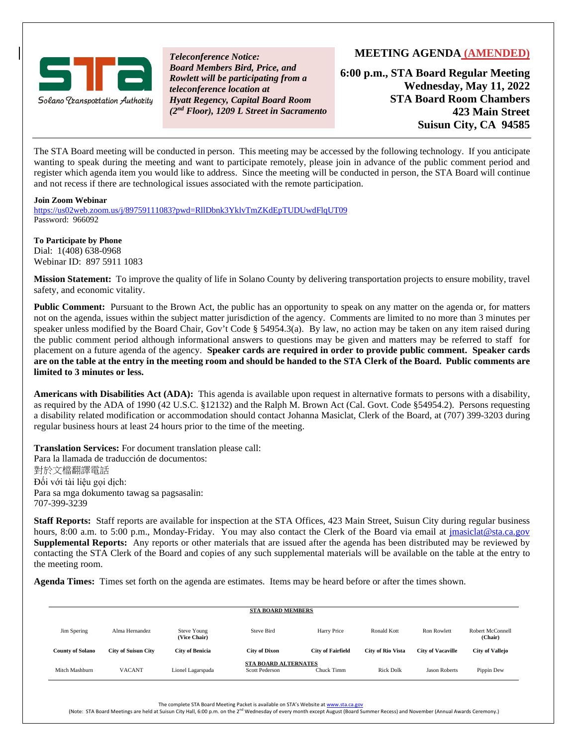Solano Transportation Authority

*Teleconference Notice:*
*Board Members Bird, Price, and Rowlett will be participating from a teleconference location at Hyatt Regency, Capital Board Room (2nd Floor), 1209 L Street in Sacramento*

# MEETING AGENDA (AMENDED)

**6:00 p.m., STA Board Regular Meeting**
**Wednesday, May 11, 2022**
**STA Board Room Chambers**
**423 Main Street**
**Suisun City, CA 94585**

The STA Board meeting will be conducted in person. This meeting may be accessed by the following technology. If you anticipate wanting to speak during the meeting and want to participate remotely, please join in advance of the public comment period and register which agenda item you would like to address. Since the meeting will be conducted in person, the STA Board will continue and not recess if there are technological issues associated with the remote participation.

**Join Zoom Webinar**
https://us02web.zoom.us/j/89759111083?pwd=RllDbnk3YklvTmZKdEpTUDUwdFlqUT09
Password: 966092

**To Participate by Phone**
Dial: 1(408) 638-0968
Webinar ID: 897 5911 1083

**Mission Statement:** To improve the quality of life in Solano County by delivering transportation projects to ensure mobility, travel safety, and economic vitality.

**Public Comment:** Pursuant to the Brown Act, the public has an opportunity to speak on any matter on the agenda or, for matters not on the agenda, issues within the subject matter jurisdiction of the agency. Comments are limited to no more than 3 minutes per speaker unless modified by the Board Chair, Gov't Code § 54954.3(a). By law, no action may be taken on any item raised during the public comment period although informational answers to questions may be given and matters may be referred to staff for placement on a future agenda of the agency. **Speaker cards are required in order to provide public comment. Speaker cards are on the table at the entry in the meeting room and should be handed to the STA Clerk of the Board. Public comments are limited to 3 minutes or less.**

**Americans with Disabilities Act (ADA):** This agenda is available upon request in alternative formats to persons with a disability, as required by the ADA of 1990 (42 U.S.C. §12132) and the Ralph M. Brown Act (Cal. Govt. Code §54954.2). Persons requesting a disability related modification or accommodation should contact Johanna Masiclat, Clerk of the Board, at (707) 399-3203 during regular business hours at least 24 hours prior to the time of the meeting.

**Translation Services:** For document translation please call:
Para la llamada de traducción de documentos:
對於文檔翻譯電話
Đối với tài liệu gọi dịch:
Para sa mga dokumento tawag sa pagsasalin:
707-399-3239

**Staff Reports:** Staff reports are available for inspection at the STA Offices, 423 Main Street, Suisun City during regular business hours, 8:00 a.m. to 5:00 p.m., Monday-Friday. You may also contact the Clerk of the Board via email at jmasiclat@sta.ca.gov
**Supplemental Reports:** Any reports or other materials that are issued after the agenda has been distributed may be reviewed by contacting the STA Clerk of the Board and copies of any such supplemental materials will be available on the table at the entry to the meeting room.

**Agenda Times:** Times set forth on the agenda are estimates. Items may be heard before or after the times shown.

**STA BOARD MEMBERS**

| Jim Spering | Alma Hernandez | Steve Young **(Vice Chair)** | Steve Bird | Harry Price | Ronald Kott | Ron Rowlett | Robert McConnell **(Chair)** |
|---|---|---|---|---|---|---|---|
| **County of Solano** | **City of Suisun City** | **City of Benicia** | **City of Dixon** | **City of Fairfield** | **City of Rio Vista** | **City of Vacaville** | **City of Vallejo** |
| | | | **STA BOARD ALTERNATES** | | | | |
| Mitch Mashburn | VACANT | Lionel Lagarspada | Scott Pederson | Chuck Timm | Rick Dolk | Jason Roberts | Pippin Dew |

The complete STA Board Meeting Packet is available on STA's Website at www.sta.ca.gov
(Note: STA Board Meetings are held at Suisun City Hall, 6:00 p.m. on the 2nd Wednesday of every month except August (Board Summer Recess) and November (Annual Awards Ceremony.)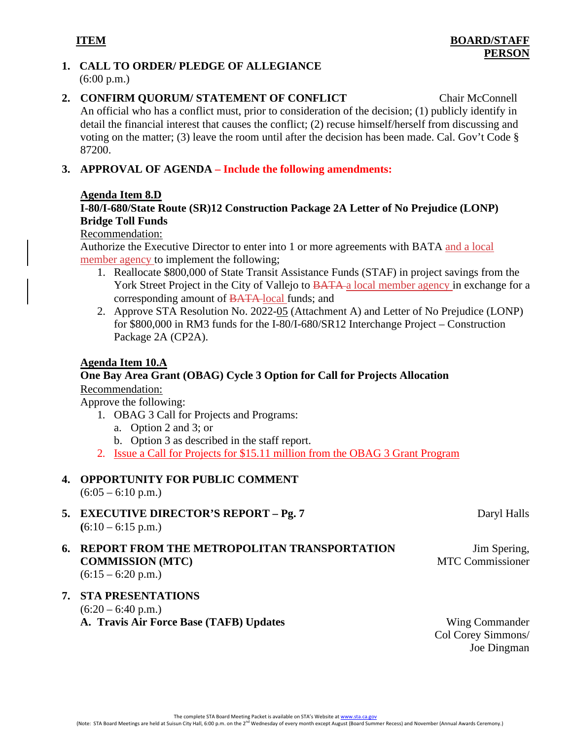| ITEM | BOARD/STAFF PERSON |
|---|---|

**1. CALL TO ORDER/ PLEDGE OF ALLEGIANCE**
(6:00 p.m.)

**2. CONFIRM QUORUM/ STATEMENT OF CONFLICT** — Chair McConnell

An official who has a conflict must, prior to consideration of the decision; (1) publicly identify in detail the financial interest that causes the conflict; (2) recuse himself/herself from discussing and voting on the matter; (3) leave the room until after the decision has been made. Cal. Gov't Code § 87200.

**3. APPROVAL OF AGENDA – Include the following amendments:**

**Agenda Item 8.D**

**I-80/I-680/State Route (SR)12 Construction Package 2A Letter of No Prejudice (LONP) Bridge Toll Funds**

Recommendation:

Authorize the Executive Director to enter into 1 or more agreements with BATA and a local member agency to implement the following;

1. Reallocate $800,000 of State Transit Assistance Funds (STAF) in project savings from the York Street Project in the City of Vallejo to ~~BATA~~ a local member agency in exchange for a corresponding amount of ~~BATA~~ local funds; and
2. Approve STA Resolution No. 2022-05 (Attachment A) and Letter of No Prejudice (LONP) for $800,000 in RM3 funds for the I-80/I-680/SR12 Interchange Project – Construction Package 2A (CP2A).

**Agenda Item 10.A**

**One Bay Area Grant (OBAG) Cycle 3 Option for Call for Projects Allocation**

Recommendation:

Approve the following:

1. OBAG 3 Call for Projects and Programs:
   a. Option 2 and 3; or
   b. Option 3 as described in the staff report.
2. Issue a Call for Projects for $15.11 million from the OBAG 3 Grant Program

**4. OPPORTUNITY FOR PUBLIC COMMENT**
(6:05 – 6:10 p.m.)

**5. EXECUTIVE DIRECTOR'S REPORT – Pg. 7** — Daryl Halls
(6:10 – 6:15 p.m.)

**6. REPORT FROM THE METROPOLITAN TRANSPORTATION COMMISSION (MTC)** — Jim Spering, MTC Commissioner
(6:15 – 6:20 p.m.)

**7. STA PRESENTATIONS**
(6:20 – 6:40 p.m.)

**A. Travis Air Force Base (TAFB) Updates** — Wing Commander Col Corey Simmons/ Joe Dingman

The complete STA Board Meeting Packet is available on STA's Website at www.sta.ca.gov

(Note: STA Board Meetings are held at Suisun City Hall, 6:00 p.m. on the 2nd Wednesday of every month except August (Board Summer Recess) and November (Annual Awards Ceremony.)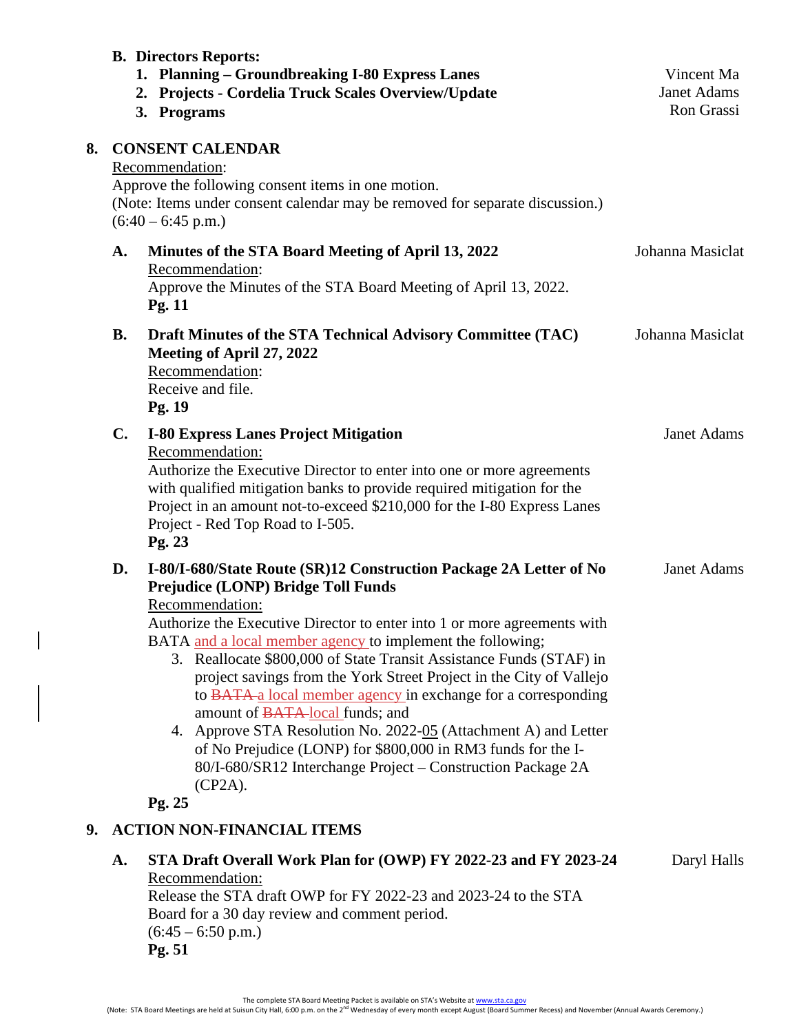**B. Directors Reports:**

1. **Planning – Groundbreaking I-80 Express Lanes** — Vincent Ma
2. **Projects - Cordelia Truck Scales Overview/Update** — Janet Adams
3. **Programs** — Ron Grassi

## 8. CONSENT CALENDAR

Recommendation:
Approve the following consent items in one motion.
(Note: Items under consent calendar may be removed for separate discussion.)
(6:40 – 6:45 p.m.)

**A. Minutes of the STA Board Meeting of April 13, 2022** — Johanna Masiclat
Recommendation:
Approve the Minutes of the STA Board Meeting of April 13, 2022.
**Pg. 11**

**B. Draft Minutes of the STA Technical Advisory Committee (TAC) Meeting of April 27, 2022** — Johanna Masiclat
Recommendation:
Receive and file.
**Pg. 19**

**C. I-80 Express Lanes Project Mitigation** — Janet Adams
Recommendation:
Authorize the Executive Director to enter into one or more agreements with qualified mitigation banks to provide required mitigation for the Project in an amount not-to-exceed $210,000 for the I-80 Express Lanes Project - Red Top Road to I-505.
**Pg. 23**

**D. I-80/I-680/State Route (SR)12 Construction Package 2A Letter of No Prejudice (LONP) Bridge Toll Funds** — Janet Adams
Recommendation:
Authorize the Executive Director to enter into 1 or more agreements with BATA and a local member agency to implement the following;

3. Reallocate $800,000 of State Transit Assistance Funds (STAF) in project savings from the York Street Project in the City of Vallejo to ~~BATA~~ a local member agency in exchange for a corresponding amount of ~~BATA~~ local funds; and
4. Approve STA Resolution No. 2022-05 (Attachment A) and Letter of No Prejudice (LONP) for $800,000 in RM3 funds for the I-80/I-680/SR12 Interchange Project – Construction Package 2A (CP2A).

**Pg. 25**

## 9. ACTION NON-FINANCIAL ITEMS

**A. STA Draft Overall Work Plan for (OWP) FY 2022-23 and FY 2023-24** — Daryl Halls
Recommendation:
Release the STA draft OWP for FY 2022-23 and 2023-24 to the STA Board for a 30 day review and comment period.
(6:45 – 6:50 p.m.)
**Pg. 51**

The complete STA Board Meeting Packet is available on STA's Website at www.sta.ca.gov
(Note: STA Board Meetings are held at Suisun City Hall, 6:00 p.m. on the 2nd Wednesday of every month except August (Board Summer Recess) and November (Annual Awards Ceremony.)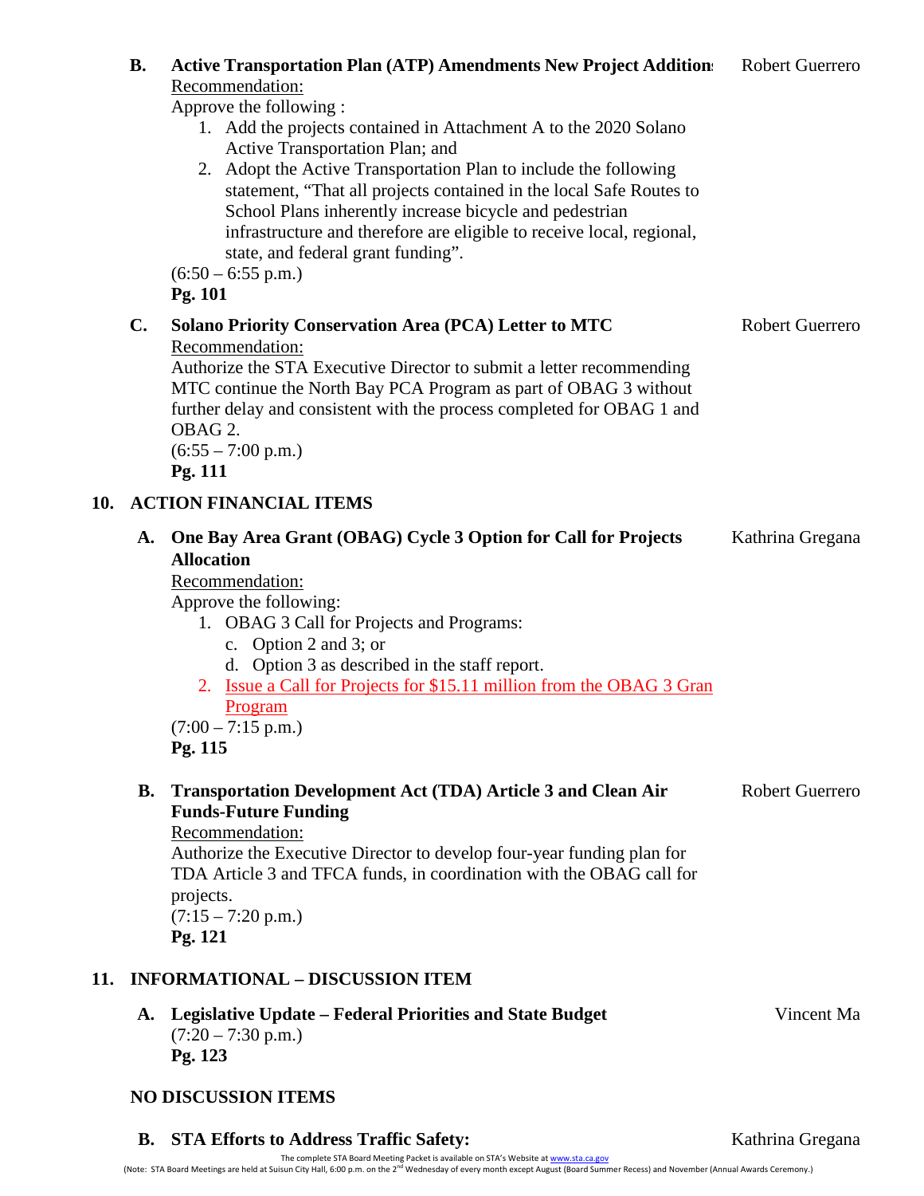**B. Active Transportation Plan (ATP) Amendments New Project Addition:** Robert Guerrero

Recommendation:

Approve the following :

1. Add the projects contained in Attachment A to the 2020 Solano Active Transportation Plan; and
2. Adopt the Active Transportation Plan to include the following statement, "That all projects contained in the local Safe Routes to School Plans inherently increase bicycle and pedestrian infrastructure and therefore are eligible to receive local, regional, state, and federal grant funding".

(6:50 – 6:55 p.m.)

**Pg. 101**

**C. Solano Priority Conservation Area (PCA) Letter to MTC** Robert Guerrero

Recommendation:

Authorize the STA Executive Director to submit a letter recommending MTC continue the North Bay PCA Program as part of OBAG 3 without further delay and consistent with the process completed for OBAG 1 and OBAG 2.

(6:55 – 7:00 p.m.)

**Pg. 111**

## 10. ACTION FINANCIAL ITEMS

**A. One Bay Area Grant (OBAG) Cycle 3 Option for Call for Projects Allocation** Kathrina Gregana

Recommendation:

Approve the following:

1. OBAG 3 Call for Projects and Programs:
   c. Option 2 and 3; or
   d. Option 3 as described in the staff report.
2. Issue a Call for Projects for $15.11 million from the OBAG 3 Gran Program

(7:00 – 7:15 p.m.)

**Pg. 115**

**B. Transportation Development Act (TDA) Article 3 and Clean Air Funds-Future Funding** Robert Guerrero

Recommendation:

Authorize the Executive Director to develop four-year funding plan for TDA Article 3 and TFCA funds, in coordination with the OBAG call for projects.

(7:15 – 7:20 p.m.)

**Pg. 121**

## 11. INFORMATIONAL – DISCUSSION ITEM

**A. Legislative Update – Federal Priorities and State Budget** Vincent Ma

(7:20 – 7:30 p.m.)

**Pg. 123**

**NO DISCUSSION ITEMS**

**B. STA Efforts to Address Traffic Safety:** Kathrina Gregana

The complete STA Board Meeting Packet is available on STA's Website at www.sta.ca.gov

(Note: STA Board Meetings are held at Suisun City Hall, 6:00 p.m. on the 2nd Wednesday of every month except August (Board Summer Recess) and November (Annual Awards Ceremony.)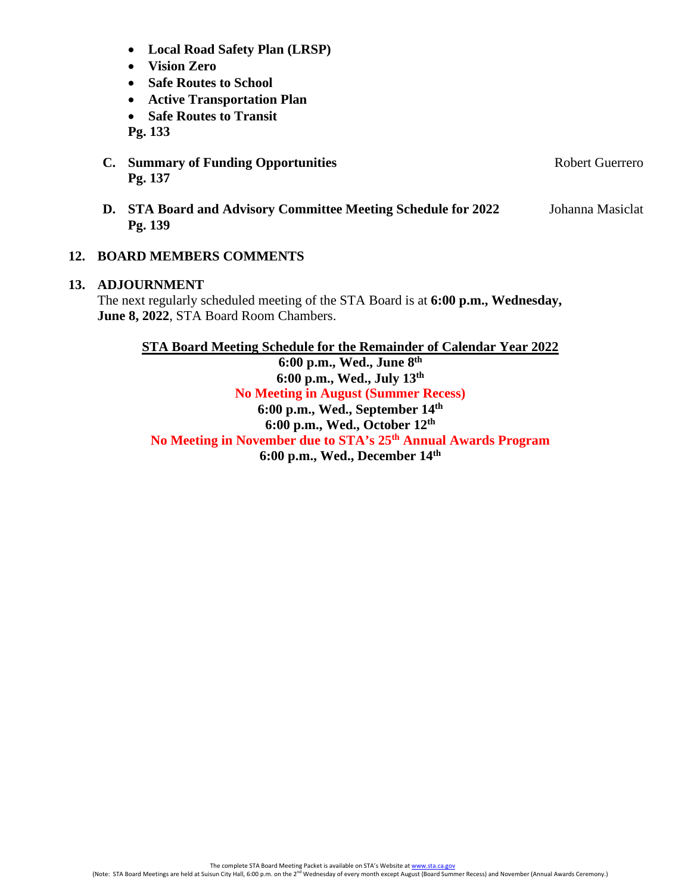- **Local Road Safety Plan (LRSP)**
- **Vision Zero**
- **Safe Routes to School**
- **Active Transportation Plan**
- **Safe Routes to Transit**

**Pg. 133**

**C. Summary of Funding Opportunities** Robert Guerrero
**Pg. 137**

**D. STA Board and Advisory Committee Meeting Schedule for 2022** Johanna Masiclat
**Pg. 139**

## 12. BOARD MEMBERS COMMENTS

## 13. ADJOURNMENT

The next regularly scheduled meeting of the STA Board is at **6:00 p.m., Wednesday, June 8, 2022**, STA Board Room Chambers.

**STA Board Meeting Schedule for the Remainder of Calendar Year 2022**

**6:00 p.m., Wed., June 8th**
**6:00 p.m., Wed., July 13th**
**No Meeting in August (Summer Recess)**
**6:00 p.m., Wed., September 14th**
**6:00 p.m., Wed., October 12th**
**No Meeting in November due to STA's 25th Annual Awards Program**
**6:00 p.m., Wed., December 14th**

The complete STA Board Meeting Packet is available on STA's Website at www.sta.ca.gov
(Note: STA Board Meetings are held at Suisun City Hall, 6:00 p.m. on the 2nd Wednesday of every month except August (Board Summer Recess) and November (Annual Awards Ceremony.)